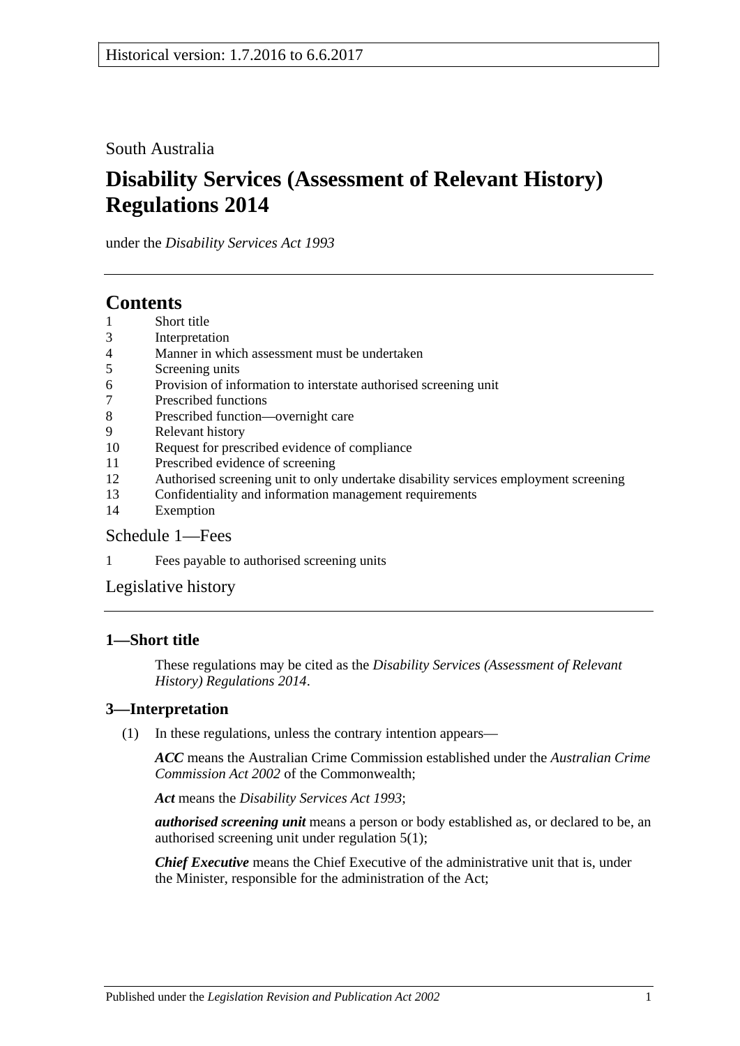Historical version: 1.7.2016 to 6.6.2017

South Australia

# Disability Services (Assessment of Relevant History) Regulations 2014

under the *Disability Services Act 1993*

## Contents

1 Short title
3 Interpretation
4 Manner in which assessment must be undertaken
5 Screening units
6 Provision of information to interstate authorised screening unit
7 Prescribed functions
8 Prescribed function—overnight care
9 Relevant history
10 Request for prescribed evidence of compliance
11 Prescribed evidence of screening
12 Authorised screening unit to only undertake disability services employment screening
13 Confidentiality and information management requirements
14 Exemption

Schedule 1—Fees

1 Fees payable to authorised screening units

Legislative history

### 1—Short title

These regulations may be cited as the *Disability Services (Assessment of Relevant History) Regulations 2014*.

### 3—Interpretation

(1) In these regulations, unless the contrary intention appears—

***ACC*** means the Australian Crime Commission established under the *Australian Crime Commission Act 2002* of the Commonwealth;

***Act*** means the *Disability Services Act 1993*;

***authorised screening unit*** means a person or body established as, or declared to be, an authorised screening unit under regulation 5(1);

***Chief Executive*** means the Chief Executive of the administrative unit that is, under the Minister, responsible for the administration of the Act;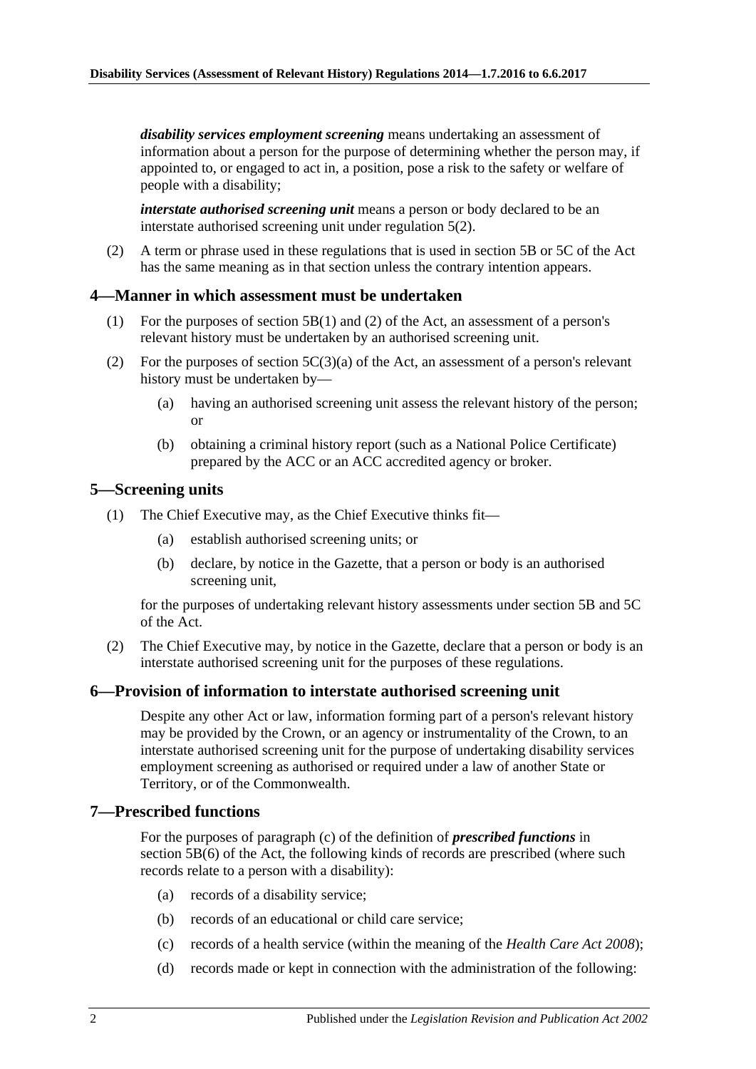***disability services employment screening*** means undertaking an assessment of information about a person for the purpose of determining whether the person may, if appointed to, or engaged to act in, a position, pose a risk to the safety or welfare of people with a disability;

***interstate authorised screening unit*** means a person or body declared to be an interstate authorised screening unit under regulation 5(2).

(2) A term or phrase used in these regulations that is used in section 5B or 5C of the Act has the same meaning as in that section unless the contrary intention appears.

## 4—Manner in which assessment must be undertaken

(1) For the purposes of section 5B(1) and (2) of the Act, an assessment of a person's relevant history must be undertaken by an authorised screening unit.

(2) For the purposes of section 5C(3)(a) of the Act, an assessment of a person's relevant history must be undertaken by—

(a) having an authorised screening unit assess the relevant history of the person; or

(b) obtaining a criminal history report (such as a National Police Certificate) prepared by the ACC or an ACC accredited agency or broker.

## 5—Screening units

(1) The Chief Executive may, as the Chief Executive thinks fit—

(a) establish authorised screening units; or

(b) declare, by notice in the Gazette, that a person or body is an authorised screening unit,

for the purposes of undertaking relevant history assessments under section 5B and 5C of the Act.

(2) The Chief Executive may, by notice in the Gazette, declare that a person or body is an interstate authorised screening unit for the purposes of these regulations.

## 6—Provision of information to interstate authorised screening unit

Despite any other Act or law, information forming part of a person's relevant history may be provided by the Crown, or an agency or instrumentality of the Crown, to an interstate authorised screening unit for the purpose of undertaking disability services employment screening as authorised or required under a law of another State or Territory, or of the Commonwealth.

## 7—Prescribed functions

For the purposes of paragraph (c) of the definition of ***prescribed functions*** in section 5B(6) of the Act, the following kinds of records are prescribed (where such records relate to a person with a disability):

(a) records of a disability service;

(b) records of an educational or child care service;

(c) records of a health service (within the meaning of the *Health Care Act 2008*);

(d) records made or kept in connection with the administration of the following: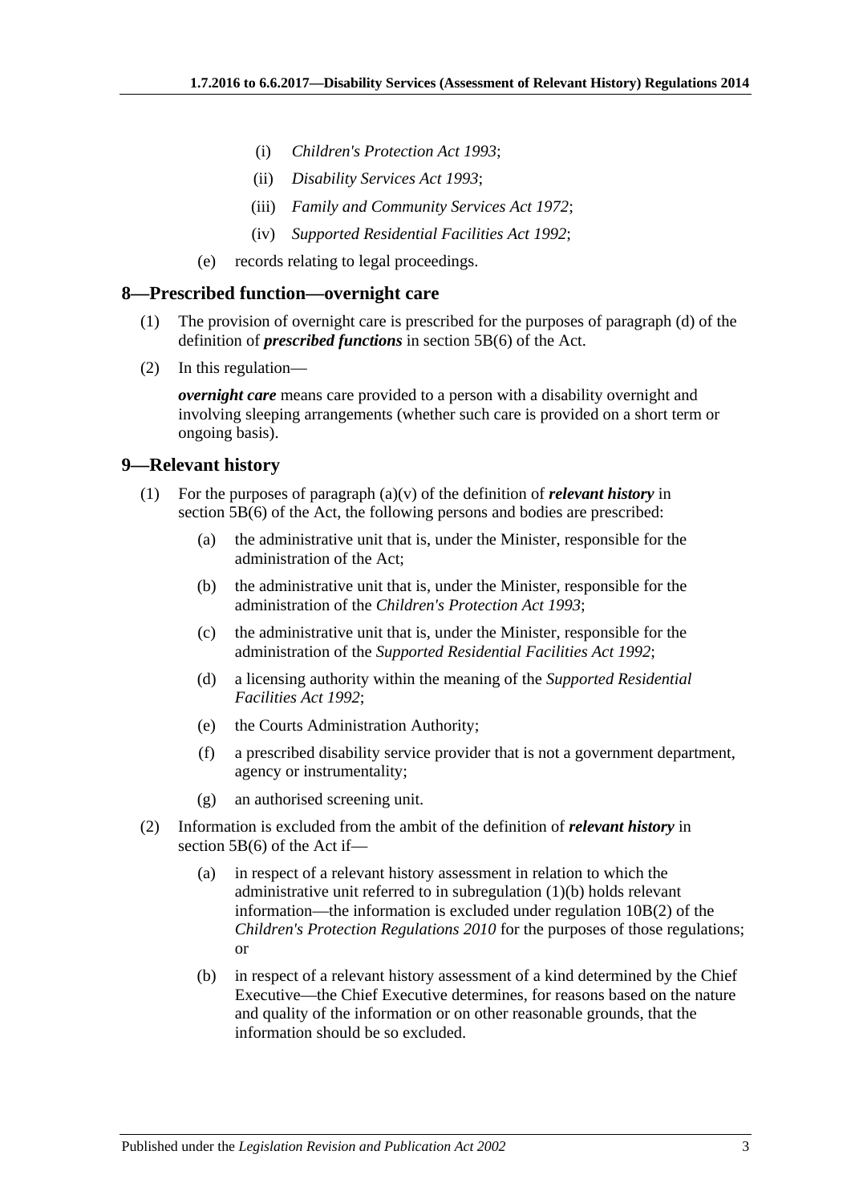(i) *Children's Protection Act 1993*;

(ii) *Disability Services Act 1993*;

(iii) *Family and Community Services Act 1972*;

(iv) *Supported Residential Facilities Act 1992*;

(e) records relating to legal proceedings.

## 8—Prescribed function—overnight care

(1) The provision of overnight care is prescribed for the purposes of paragraph (d) of the definition of ***prescribed functions*** in section 5B(6) of the Act.

(2) In this regulation—

***overnight care*** means care provided to a person with a disability overnight and involving sleeping arrangements (whether such care is provided on a short term or ongoing basis).

## 9—Relevant history

(1) For the purposes of paragraph (a)(v) of the definition of ***relevant history*** in section 5B(6) of the Act, the following persons and bodies are prescribed:

(a) the administrative unit that is, under the Minister, responsible for the administration of the Act;

(b) the administrative unit that is, under the Minister, responsible for the administration of the *Children's Protection Act 1993*;

(c) the administrative unit that is, under the Minister, responsible for the administration of the *Supported Residential Facilities Act 1992*;

(d) a licensing authority within the meaning of the *Supported Residential Facilities Act 1992*;

(e) the Courts Administration Authority;

(f) a prescribed disability service provider that is not a government department, agency or instrumentality;

(g) an authorised screening unit.

(2) Information is excluded from the ambit of the definition of ***relevant history*** in section 5B(6) of the Act if—

(a) in respect of a relevant history assessment in relation to which the administrative unit referred to in subregulation (1)(b) holds relevant information—the information is excluded under regulation 10B(2) of the *Children's Protection Regulations 2010* for the purposes of those regulations; or

(b) in respect of a relevant history assessment of a kind determined by the Chief Executive—the Chief Executive determines, for reasons based on the nature and quality of the information or on other reasonable grounds, that the information should be so excluded.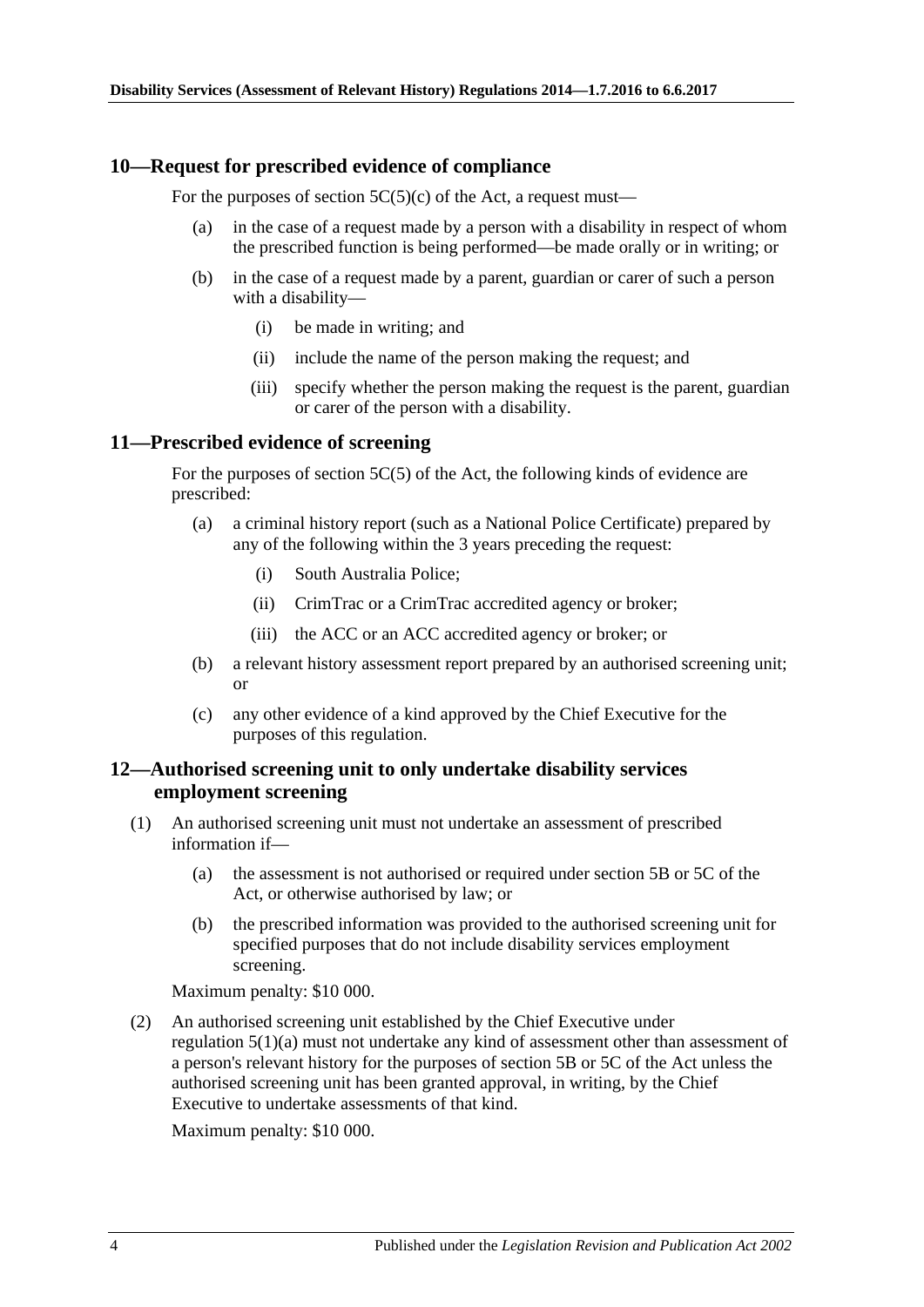## 10—Request for prescribed evidence of compliance

For the purposes of section 5C(5)(c) of the Act, a request must—

(a) in the case of a request made by a person with a disability in respect of whom the prescribed function is being performed—be made orally or in writing; or

(b) in the case of a request made by a parent, guardian or carer of such a person with a disability—

(i) be made in writing; and

(ii) include the name of the person making the request; and

(iii) specify whether the person making the request is the parent, guardian or carer of the person with a disability.

## 11—Prescribed evidence of screening

For the purposes of section 5C(5) of the Act, the following kinds of evidence are prescribed:

(a) a criminal history report (such as a National Police Certificate) prepared by any of the following within the 3 years preceding the request:

(i) South Australia Police;

(ii) CrimTrac or a CrimTrac accredited agency or broker;

(iii) the ACC or an ACC accredited agency or broker; or

(b) a relevant history assessment report prepared by an authorised screening unit; or

(c) any other evidence of a kind approved by the Chief Executive for the purposes of this regulation.

## 12—Authorised screening unit to only undertake disability services employment screening

(1) An authorised screening unit must not undertake an assessment of prescribed information if—

(a) the assessment is not authorised or required under section 5B or 5C of the Act, or otherwise authorised by law; or

(b) the prescribed information was provided to the authorised screening unit for specified purposes that do not include disability services employment screening.

Maximum penalty: $10 000.

(2) An authorised screening unit established by the Chief Executive under regulation 5(1)(a) must not undertake any kind of assessment other than assessment of a person's relevant history for the purposes of section 5B or 5C of the Act unless the authorised screening unit has been granted approval, in writing, by the Chief Executive to undertake assessments of that kind.

Maximum penalty: $10 000.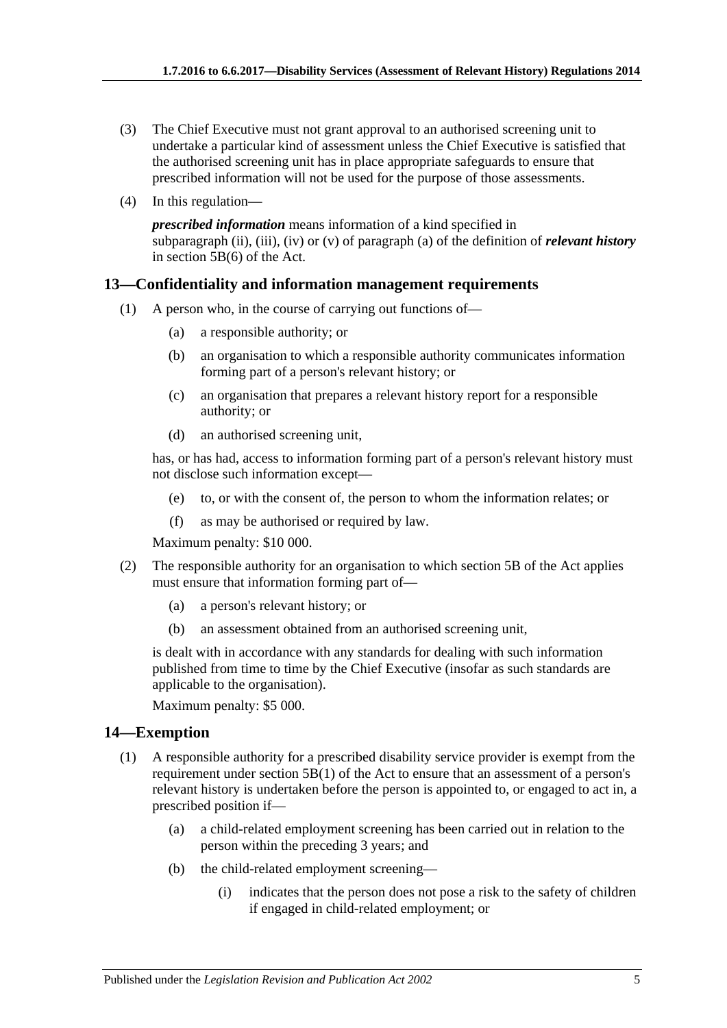(3) The Chief Executive must not grant approval to an authorised screening unit to undertake a particular kind of assessment unless the Chief Executive is satisfied that the authorised screening unit has in place appropriate safeguards to ensure that prescribed information will not be used for the purpose of those assessments.

(4) In this regulation—

***prescribed information*** means information of a kind specified in subparagraph (ii), (iii), (iv) or (v) of paragraph (a) of the definition of ***relevant history*** in section 5B(6) of the Act.

## 13—Confidentiality and information management requirements

(1) A person who, in the course of carrying out functions of—

   (a) a responsible authority; or

   (b) an organisation to which a responsible authority communicates information forming part of a person's relevant history; or

   (c) an organisation that prepares a relevant history report for a responsible authority; or

   (d) an authorised screening unit,

has, or has had, access to information forming part of a person's relevant history must not disclose such information except—

   (e) to, or with the consent of, the person to whom the information relates; or

   (f) as may be authorised or required by law.

Maximum penalty: $10 000.

(2) The responsible authority for an organisation to which section 5B of the Act applies must ensure that information forming part of—

   (a) a person's relevant history; or

   (b) an assessment obtained from an authorised screening unit,

is dealt with in accordance with any standards for dealing with such information published from time to time by the Chief Executive (insofar as such standards are applicable to the organisation).

Maximum penalty: $5 000.

## 14—Exemption

(1) A responsible authority for a prescribed disability service provider is exempt from the requirement under section 5B(1) of the Act to ensure that an assessment of a person's relevant history is undertaken before the person is appointed to, or engaged to act in, a prescribed position if—

   (a) a child-related employment screening has been carried out in relation to the person within the preceding 3 years; and

   (b) the child-related employment screening—

      (i) indicates that the person does not pose a risk to the safety of children if engaged in child-related employment; or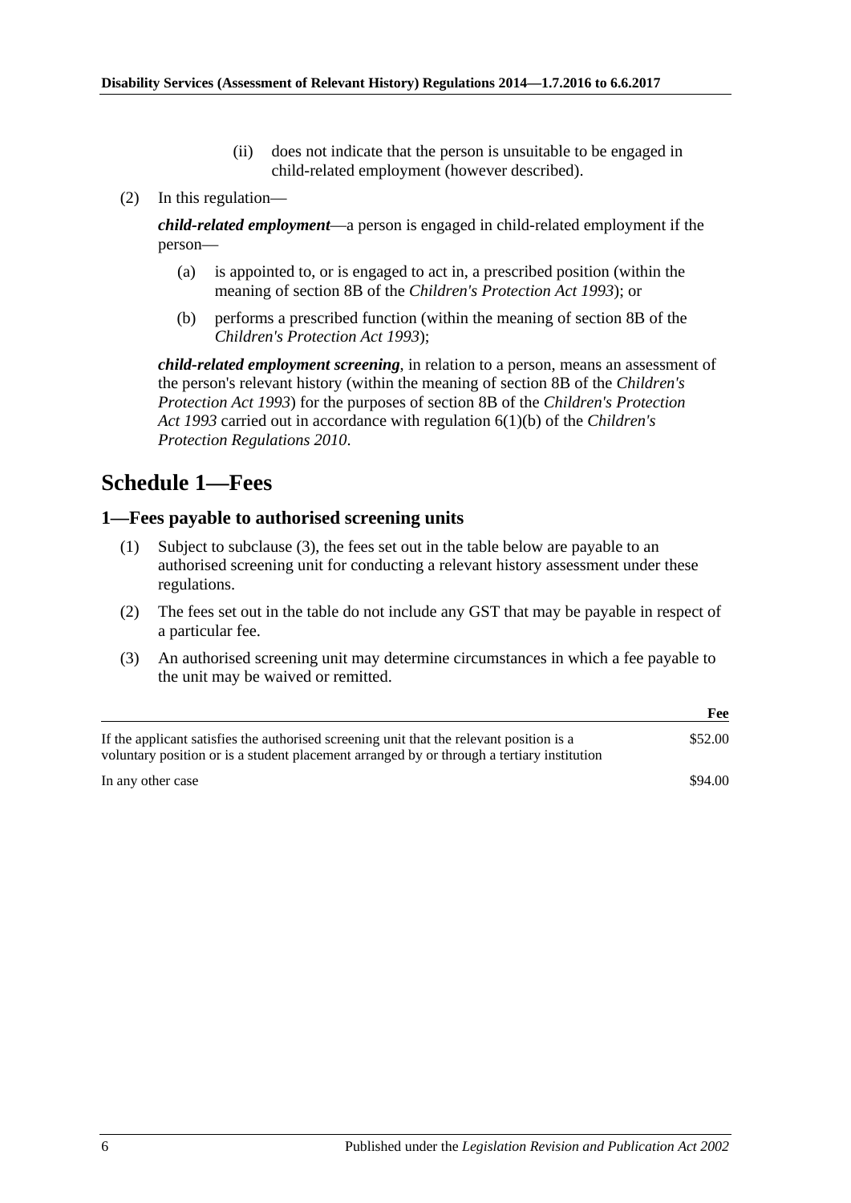(ii) does not indicate that the person is unsuitable to be engaged in child-related employment (however described).

(2) In this regulation—

***child-related employment***—a person is engaged in child-related employment if the person—

(a) is appointed to, or is engaged to act in, a prescribed position (within the meaning of section 8B of the *Children's Protection Act 1993*); or

(b) performs a prescribed function (within the meaning of section 8B of the *Children's Protection Act 1993*);

***child-related employment screening***, in relation to a person, means an assessment of the person's relevant history (within the meaning of section 8B of the *Children's Protection Act 1993*) for the purposes of section 8B of the *Children's Protection Act 1993* carried out in accordance with regulation 6(1)(b) of the *Children's Protection Regulations 2010*.

# Schedule 1—Fees

## 1—Fees payable to authorised screening units

(1) Subject to subclause (3), the fees set out in the table below are payable to an authorised screening unit for conducting a relevant history assessment under these regulations.

(2) The fees set out in the table do not include any GST that may be payable in respect of a particular fee.

(3) An authorised screening unit may determine circumstances in which a fee payable to the unit may be waived or remitted.

| | **Fee** |
|---|---|
| If the applicant satisfies the authorised screening unit that the relevant position is a voluntary position or is a student placement arranged by or through a tertiary institution | \$52.00 |
| In any other case | \$94.00 |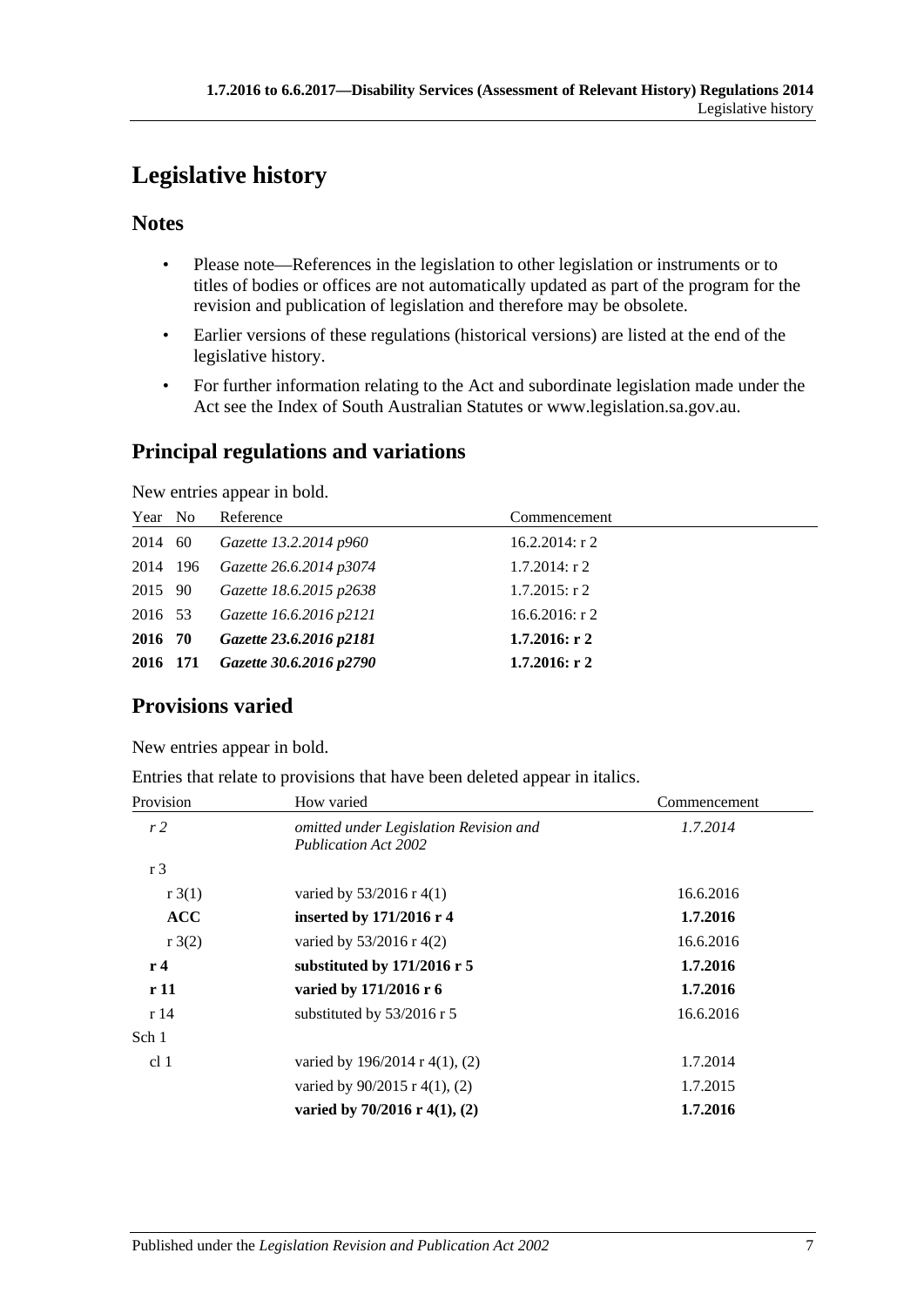# Legislative history

## Notes

- Please note—References in the legislation to other legislation or instruments or to titles of bodies or offices are not automatically updated as part of the program for the revision and publication of legislation and therefore may be obsolete.
- Earlier versions of these regulations (historical versions) are listed at the end of the legislative history.
- For further information relating to the Act and subordinate legislation made under the Act see the Index of South Australian Statutes or www.legislation.sa.gov.au.

## Principal regulations and variations

New entries appear in bold.

| Year | No | Reference | Commencement |
|---|---|---|---|
| 2014 | 60 | *Gazette 13.2.2014 p960* | 16.2.2014: r 2 |
| 2014 | 196 | *Gazette 26.6.2014 p3074* | 1.7.2014: r 2 |
| 2015 | 90 | *Gazette 18.6.2015 p2638* | 1.7.2015: r 2 |
| 2016 | 53 | *Gazette 16.6.2016 p2121* | 16.6.2016: r 2 |
| **2016** | **70** | ***Gazette 23.6.2016 p2181*** | **1.7.2016: r 2** |
| **2016** | **171** | ***Gazette 30.6.2016 p2790*** | **1.7.2016: r 2** |

## Provisions varied

New entries appear in bold.

Entries that relate to provisions that have been deleted appear in italics.

| Provision | How varied | Commencement |
|---|---|---|
| *r 2* | *omitted under Legislation Revision and Publication Act 2002* | *1.7.2014* |
| r 3 | | |
| r 3(1) | varied by 53/2016 r 4(1) | 16.6.2016 |
| **ACC** | **inserted by 171/2016 r 4** | **1.7.2016** |
| r 3(2) | varied by 53/2016 r 4(2) | 16.6.2016 |
| **r 4** | **substituted by 171/2016 r 5** | **1.7.2016** |
| **r 11** | **varied by 171/2016 r 6** | **1.7.2016** |
| r 14 | substituted by 53/2016 r 5 | 16.6.2016 |
| Sch 1 | | |
| cl 1 | varied by 196/2014 r 4(1), (2) | 1.7.2014 |
| | varied by 90/2015 r 4(1), (2) | 1.7.2015 |
| | **varied by 70/2016 r 4(1), (2)** | **1.7.2016** |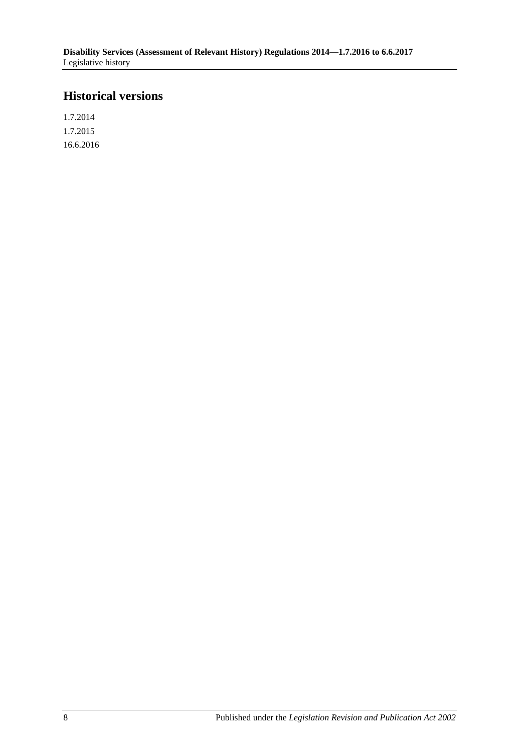## Historical versions

1.7.2014

1.7.2015

16.6.2016